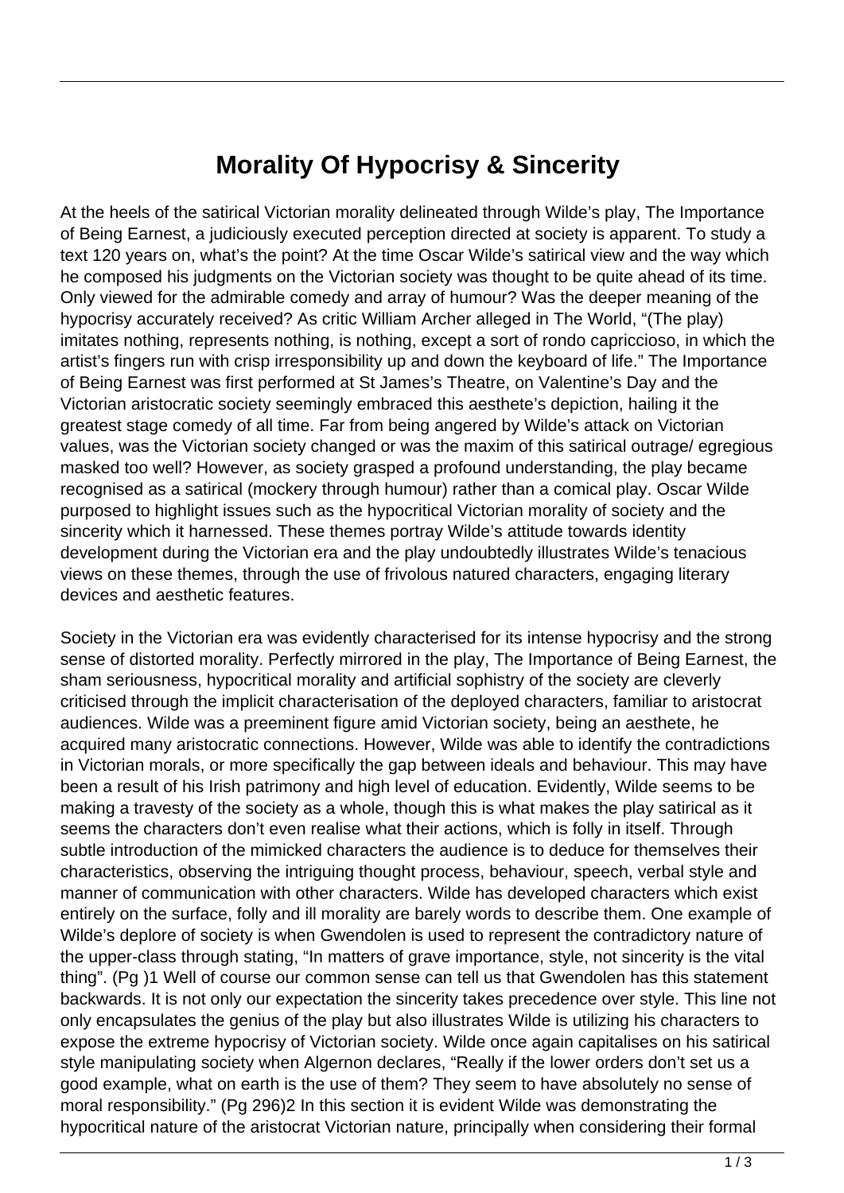# Morality Of Hypocrisy & Sincerity

At the heels of the satirical Victorian morality delineated through Wilde's play, The Importance of Being Earnest, a judiciously executed perception directed at society is apparent. To study a text 120 years on, what's the point? At the time Oscar Wilde's satirical view and the way which he composed his judgments on the Victorian society was thought to be quite ahead of its time. Only viewed for the admirable comedy and array of humour? Was the deeper meaning of the hypocrisy accurately received? As critic William Archer alleged in The World, "(The play) imitates nothing, represents nothing, is nothing, except a sort of rondo capriccioso, in which the artist's fingers run with crisp irresponsibility up and down the keyboard of life." The Importance of Being Earnest was first performed at St James's Theatre, on Valentine's Day and the Victorian aristocratic society seemingly embraced this aesthete's depiction, hailing it the greatest stage comedy of all time. Far from being angered by Wilde's attack on Victorian values, was the Victorian society changed or was the maxim of this satirical outrage/ egregious masked too well? However, as society grasped a profound understanding, the play became recognised as a satirical (mockery through humour) rather than a comical play. Oscar Wilde purposed to highlight issues such as the hypocritical Victorian morality of society and the sincerity which it harnessed. These themes portray Wilde's attitude towards identity development during the Victorian era and the play undoubtedly illustrates Wilde's tenacious views on these themes, through the use of frivolous natured characters, engaging literary devices and aesthetic features.

Society in the Victorian era was evidently characterised for its intense hypocrisy and the strong sense of distorted morality. Perfectly mirrored in the play, The Importance of Being Earnest, the sham seriousness, hypocritical morality and artificial sophistry of the society are cleverly criticised through the implicit characterisation of the deployed characters, familiar to aristocrat audiences. Wilde was a preeminent figure amid Victorian society, being an aesthete, he acquired many aristocratic connections. However, Wilde was able to identify the contradictions in Victorian morals, or more specifically the gap between ideals and behaviour. This may have been a result of his Irish patrimony and high level of education. Evidently, Wilde seems to be making a travesty of the society as a whole, though this is what makes the play satirical as it seems the characters don't even realise what their actions, which is folly in itself. Through subtle introduction of the mimicked characters the audience is to deduce for themselves their characteristics, observing the intriguing thought process, behaviour, speech, verbal style and manner of communication with other characters. Wilde has developed characters which exist entirely on the surface, folly and ill morality are barely words to describe them. One example of Wilde's deplore of society is when Gwendolen is used to represent the contradictory nature of the upper-class through stating, "In matters of grave importance, style, not sincerity is the vital thing". (Pg )1 Well of course our common sense can tell us that Gwendolen has this statement backwards. It is not only our expectation the sincerity takes precedence over style. This line not only encapsulates the genius of the play but also illustrates Wilde is utilizing his characters to expose the extreme hypocrisy of Victorian society. Wilde once again capitalises on his satirical style manipulating society when Algernon declares, "Really if the lower orders don't set us a good example, what on earth is the use of them? They seem to have absolutely no sense of moral responsibility." (Pg 296)2 In this section it is evident Wilde was demonstrating the hypocritical nature of the aristocrat Victorian nature, principally when considering their formal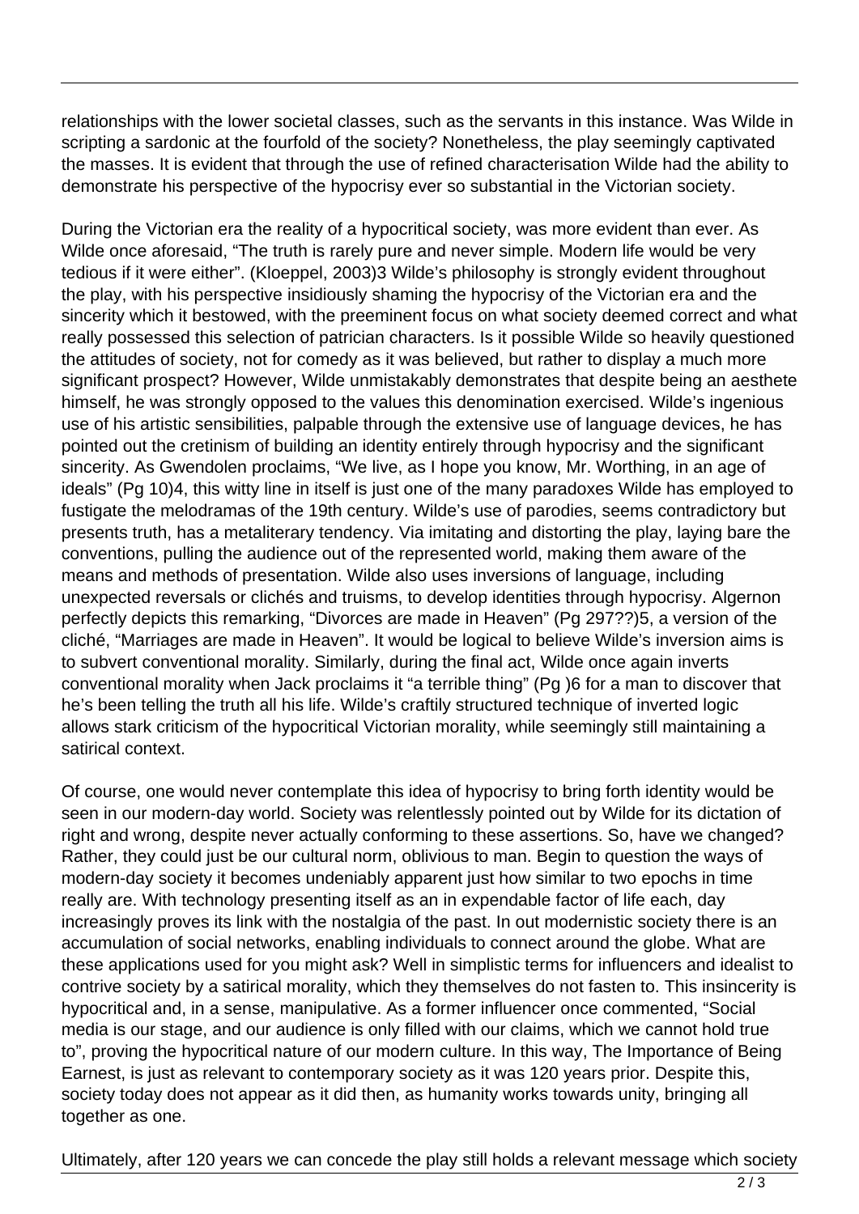relationships with the lower societal classes, such as the servants in this instance. Was Wilde in scripting a sardonic at the fourfold of the society? Nonetheless, the play seemingly captivated the masses. It is evident that through the use of refined characterisation Wilde had the ability to demonstrate his perspective of the hypocrisy ever so substantial in the Victorian society.

During the Victorian era the reality of a hypocritical society, was more evident than ever. As Wilde once aforesaid, "The truth is rarely pure and never simple. Modern life would be very tedious if it were either". (Kloeppel, 2003)3 Wilde's philosophy is strongly evident throughout the play, with his perspective insidiously shaming the hypocrisy of the Victorian era and the sincerity which it bestowed, with the preeminent focus on what society deemed correct and what really possessed this selection of patrician characters. Is it possible Wilde so heavily questioned the attitudes of society, not for comedy as it was believed, but rather to display a much more significant prospect? However, Wilde unmistakably demonstrates that despite being an aesthete himself, he was strongly opposed to the values this denomination exercised. Wilde's ingenious use of his artistic sensibilities, palpable through the extensive use of language devices, he has pointed out the cretinism of building an identity entirely through hypocrisy and the significant sincerity. As Gwendolen proclaims, "We live, as I hope you know, Mr. Worthing, in an age of ideals" (Pg 10)4, this witty line in itself is just one of the many paradoxes Wilde has employed to fustigate the melodramas of the 19th century. Wilde's use of parodies, seems contradictory but presents truth, has a metaliterary tendency. Via imitating and distorting the play, laying bare the conventions, pulling the audience out of the represented world, making them aware of the means and methods of presentation. Wilde also uses inversions of language, including unexpected reversals or clichés and truisms, to develop identities through hypocrisy. Algernon perfectly depicts this remarking, "Divorces are made in Heaven" (Pg 297??)5, a version of the cliché, "Marriages are made in Heaven". It would be logical to believe Wilde's inversion aims is to subvert conventional morality. Similarly, during the final act, Wilde once again inverts conventional morality when Jack proclaims it "a terrible thing" (Pg )6 for a man to discover that he's been telling the truth all his life. Wilde's craftily structured technique of inverted logic allows stark criticism of the hypocritical Victorian morality, while seemingly still maintaining a satirical context.

Of course, one would never contemplate this idea of hypocrisy to bring forth identity would be seen in our modern-day world. Society was relentlessly pointed out by Wilde for its dictation of right and wrong, despite never actually conforming to these assertions. So, have we changed? Rather, they could just be our cultural norm, oblivious to man. Begin to question the ways of modern-day society it becomes undeniably apparent just how similar to two epochs in time really are. With technology presenting itself as an in expendable factor of life each, day increasingly proves its link with the nostalgia of the past. In out modernistic society there is an accumulation of social networks, enabling individuals to connect around the globe. What are these applications used for you might ask? Well in simplistic terms for influencers and idealist to contrive society by a satirical morality, which they themselves do not fasten to. This insincerity is hypocritical and, in a sense, manipulative. As a former influencer once commented, "Social media is our stage, and our audience is only filled with our claims, which we cannot hold true to", proving the hypocritical nature of our modern culture. In this way, The Importance of Being Earnest, is just as relevant to contemporary society as it was 120 years prior. Despite this, society today does not appear as it did then, as humanity works towards unity, bringing all together as one.

Ultimately, after 120 years we can concede the play still holds a relevant message which society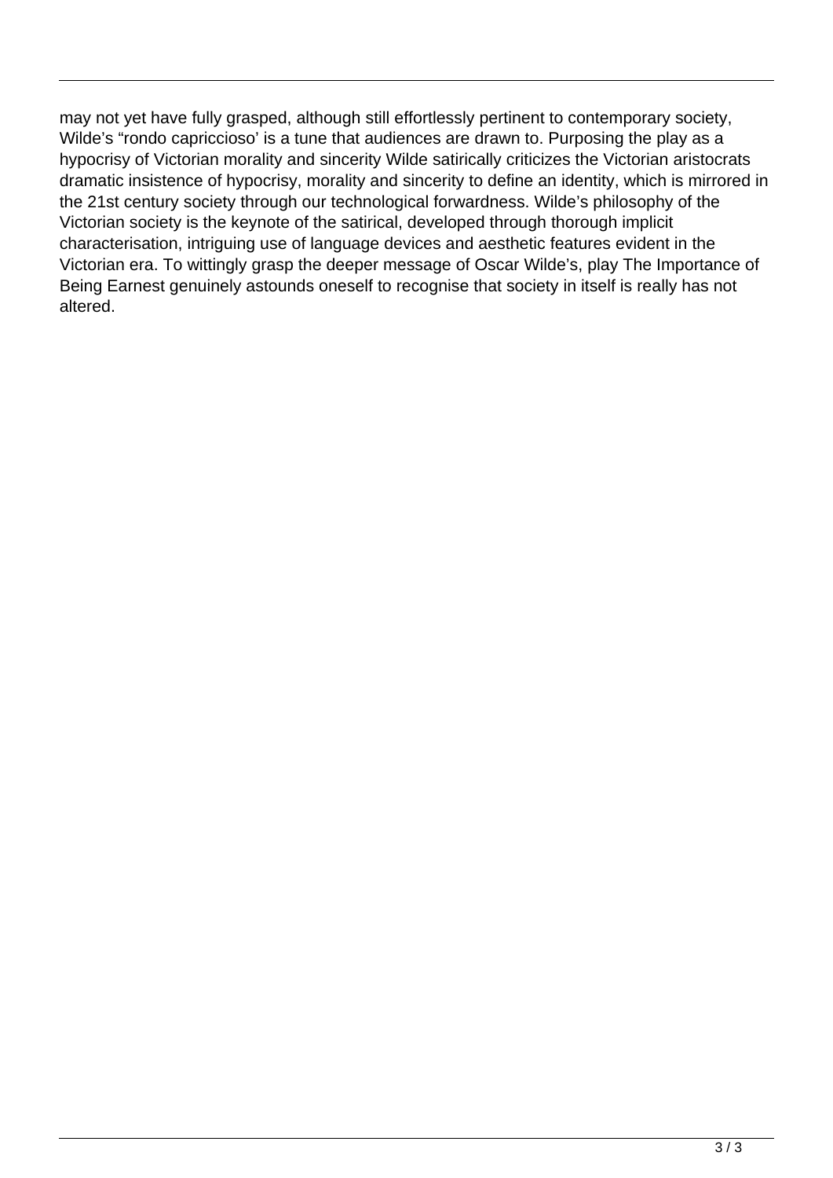may not yet have fully grasped, although still effortlessly pertinent to contemporary society, Wilde's "rondo capriccioso' is a tune that audiences are drawn to. Purposing the play as a hypocrisy of Victorian morality and sincerity Wilde satirically criticizes the Victorian aristocrats dramatic insistence of hypocrisy, morality and sincerity to define an identity, which is mirrored in the 21st century society through our technological forwardness. Wilde's philosophy of the Victorian society is the keynote of the satirical, developed through thorough implicit characterisation, intriguing use of language devices and aesthetic features evident in the Victorian era. To wittingly grasp the deeper message of Oscar Wilde's, play The Importance of Being Earnest genuinely astounds oneself to recognise that society in itself is really has not altered.